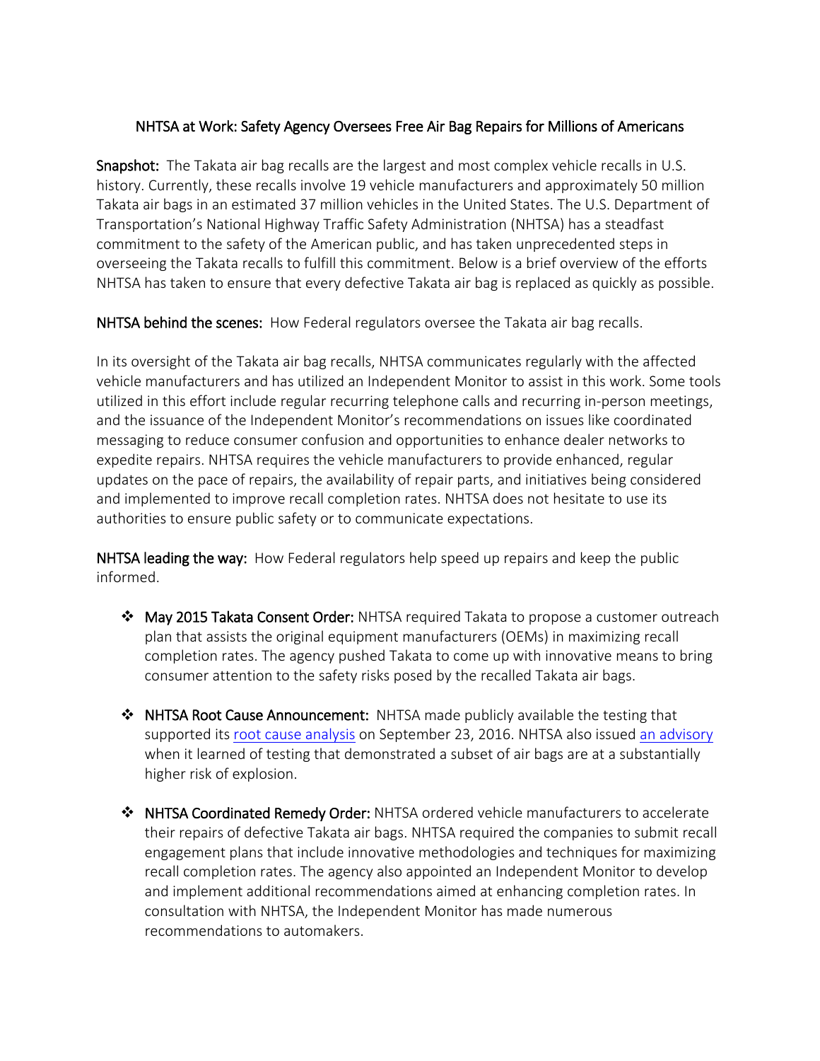# NHTSA at Work: Safety Agency Oversees Free Air Bag Repairs for Millions of Americans

**Snapshot:** The Takata air bag recalls are the largest and most complex vehicle recalls in U.S. history. Currently, these recalls involve 19 vehicle manufacturers and approximately 50 million Takata air bags in an estimated 37 million vehicles in the United States. The U.S. Department of Transportation's National Highway Traffic Safety Administration (NHTSA) has a steadfast commitment to the safety of the American public, and has taken unprecedented steps in overseeing the Takata recalls to fulfill this commitment. Below is a brief overview of the efforts NHTSA has taken to ensure that every defective Takata air bag is replaced as quickly as possible.

**NHTSA behind the scenes:** How Federal regulators oversee the Takata air bag recalls.

In its oversight of the Takata air bag recalls, NHTSA communicates regularly with the affected vehicle manufacturers and has utilized an Independent Monitor to assist in this work. Some tools utilized in this effort include regular recurring telephone calls and recurring in-person meetings, and the issuance of the Independent Monitor's recommendations on issues like coordinated messaging to reduce consumer confusion and opportunities to enhance dealer networks to expedite repairs. NHTSA requires the vehicle manufacturers to provide enhanced, regular updates on the pace of repairs, the availability of repair parts, and initiatives being considered and implemented to improve recall completion rates. NHTSA does not hesitate to use its authorities to ensure public safety or to communicate expectations.

**NHTSA leading the way:** How Federal regulators help speed up repairs and keep the public informed.

- **May 2015 Takata Consent Order:** NHTSA required Takata to propose a customer outreach plan that assists the original equipment manufacturers (OEMs) in maximizing recall completion rates. The agency pushed Takata to come up with innovative means to bring consumer attention to the safety risks posed by the recalled Takata air bags.

- **NHTSA Root Cause Announcement:** NHTSA made publicly available the testing that supported its root cause analysis on September 23, 2016. NHTSA also issued an advisory when it learned of testing that demonstrated a subset of air bags are at a substantially higher risk of explosion.

- **NHTSA Coordinated Remedy Order:** NHTSA ordered vehicle manufacturers to accelerate their repairs of defective Takata air bags. NHTSA required the companies to submit recall engagement plans that include innovative methodologies and techniques for maximizing recall completion rates. The agency also appointed an Independent Monitor to develop and implement additional recommendations aimed at enhancing completion rates. In consultation with NHTSA, the Independent Monitor has made numerous recommendations to automakers.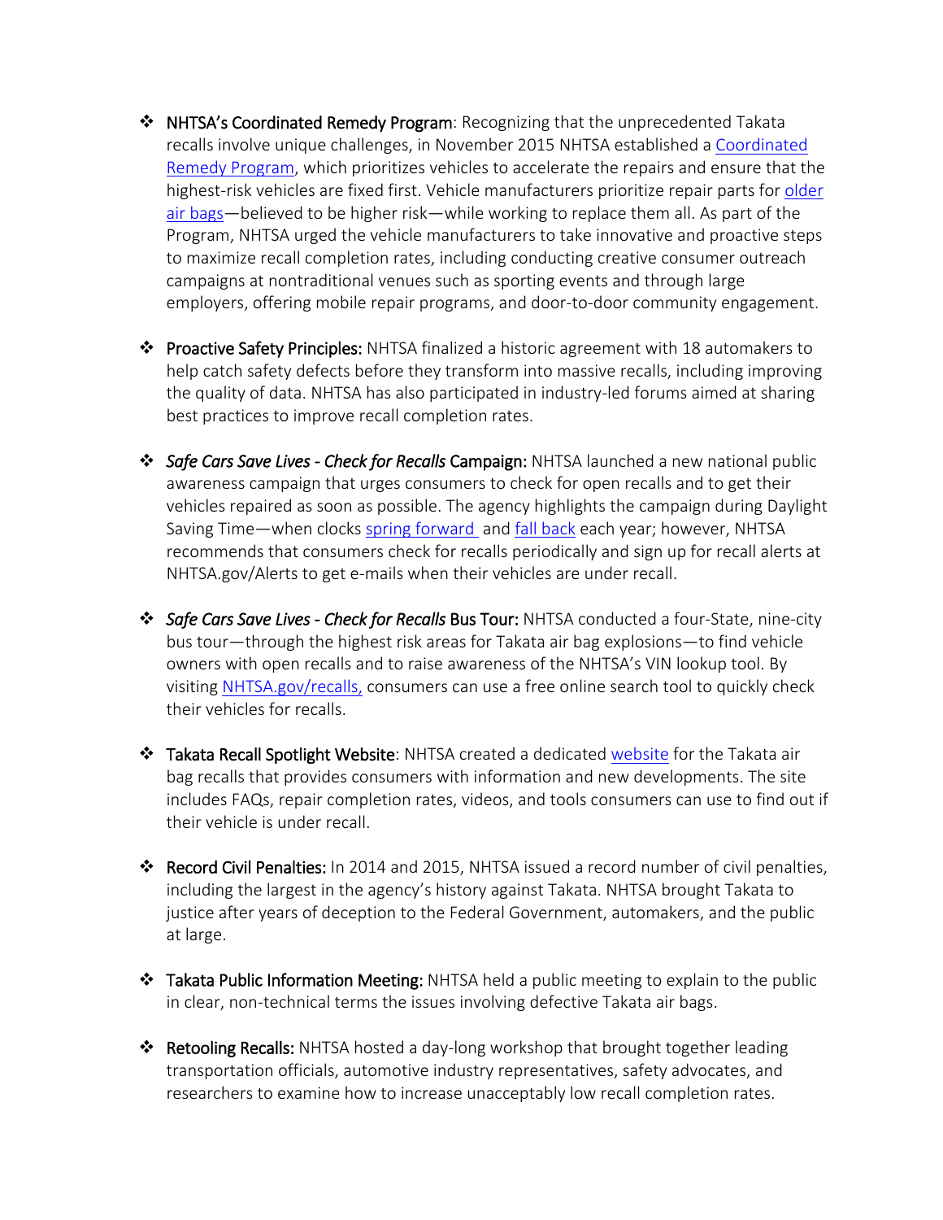- **NHTSA's Coordinated Remedy Program**: Recognizing that the unprecedented Takata recalls involve unique challenges, in November 2015 NHTSA established a Coordinated Remedy Program, which prioritizes vehicles to accelerate the repairs and ensure that the highest-risk vehicles are fixed first. Vehicle manufacturers prioritize repair parts for older air bags—believed to be higher risk—while working to replace them all. As part of the Program, NHTSA urged the vehicle manufacturers to take innovative and proactive steps to maximize recall completion rates, including conducting creative consumer outreach campaigns at nontraditional venues such as sporting events and through large employers, offering mobile repair programs, and door-to-door community engagement.

- **Proactive Safety Principles:** NHTSA finalized a historic agreement with 18 automakers to help catch safety defects before they transform into massive recalls, including improving the quality of data. NHTSA has also participated in industry-led forums aimed at sharing best practices to improve recall completion rates.

- ***Safe Cars Save Lives - Check for Recalls* Campaign:** NHTSA launched a new national public awareness campaign that urges consumers to check for open recalls and to get their vehicles repaired as soon as possible. The agency highlights the campaign during Daylight Saving Time—when clocks spring forward and fall back each year; however, NHTSA recommends that consumers check for recalls periodically and sign up for recall alerts at NHTSA.gov/Alerts to get e-mails when their vehicles are under recall.

- ***Safe Cars Save Lives - Check for Recalls* Bus Tour:** NHTSA conducted a four-State, nine-city bus tour—through the highest risk areas for Takata air bag explosions—to find vehicle owners with open recalls and to raise awareness of the NHTSA's VIN lookup tool. By visiting NHTSA.gov/recalls, consumers can use a free online search tool to quickly check their vehicles for recalls.

- **Takata Recall Spotlight Website**: NHTSA created a dedicated website for the Takata air bag recalls that provides consumers with information and new developments. The site includes FAQs, repair completion rates, videos, and tools consumers can use to find out if their vehicle is under recall.

- **Record Civil Penalties:** In 2014 and 2015, NHTSA issued a record number of civil penalties, including the largest in the agency's history against Takata. NHTSA brought Takata to justice after years of deception to the Federal Government, automakers, and the public at large.

- **Takata Public Information Meeting:** NHTSA held a public meeting to explain to the public in clear, non-technical terms the issues involving defective Takata air bags.

- **Retooling Recalls:** NHTSA hosted a day-long workshop that brought together leading transportation officials, automotive industry representatives, safety advocates, and researchers to examine how to increase unacceptably low recall completion rates.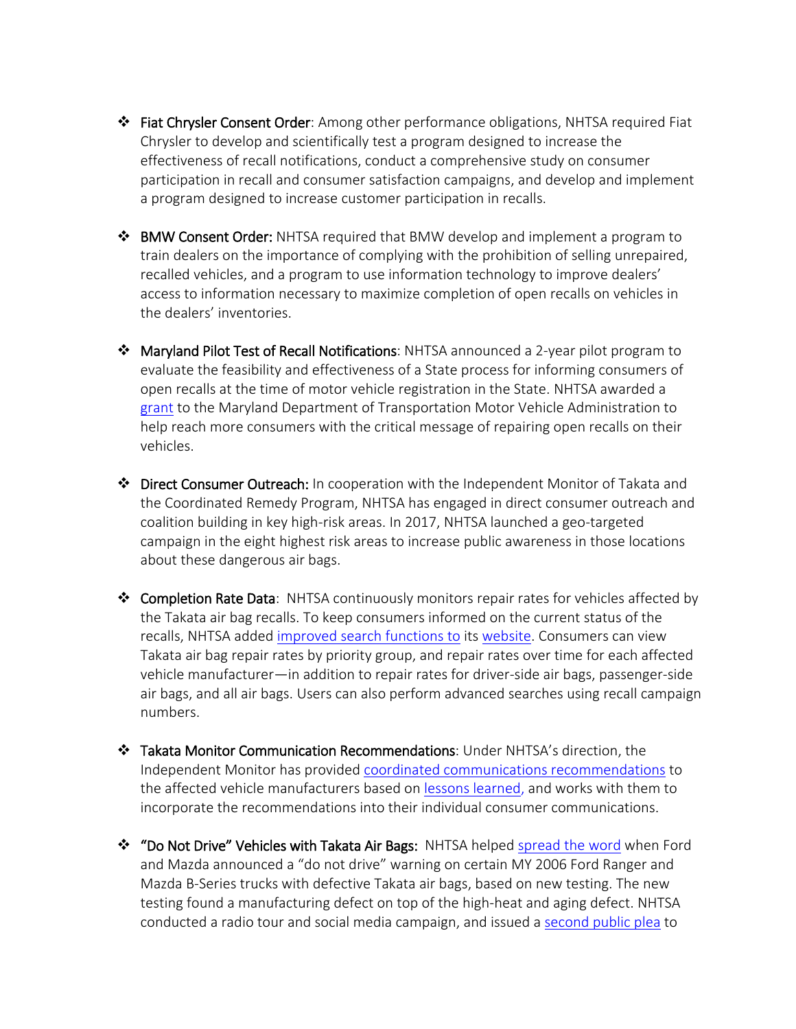- **Fiat Chrysler Consent Order**: Among other performance obligations, NHTSA required Fiat Chrysler to develop and scientifically test a program designed to increase the effectiveness of recall notifications, conduct a comprehensive study on consumer participation in recall and consumer satisfaction campaigns, and develop and implement a program designed to increase customer participation in recalls.

- **BMW Consent Order:** NHTSA required that BMW develop and implement a program to train dealers on the importance of complying with the prohibition of selling unrepaired, recalled vehicles, and a program to use information technology to improve dealers' access to information necessary to maximize completion of open recalls on vehicles in the dealers' inventories.

- **Maryland Pilot Test of Recall Notifications**: NHTSA announced a 2-year pilot program to evaluate the feasibility and effectiveness of a State process for informing consumers of open recalls at the time of motor vehicle registration in the State. NHTSA awarded a grant to the Maryland Department of Transportation Motor Vehicle Administration to help reach more consumers with the critical message of repairing open recalls on their vehicles.

- **Direct Consumer Outreach:** In cooperation with the Independent Monitor of Takata and the Coordinated Remedy Program, NHTSA has engaged in direct consumer outreach and coalition building in key high-risk areas. In 2017, NHTSA launched a geo-targeted campaign in the eight highest risk areas to increase public awareness in those locations about these dangerous air bags.

- **Completion Rate Data**: NHTSA continuously monitors repair rates for vehicles affected by the Takata air bag recalls. To keep consumers informed on the current status of the recalls, NHTSA added improved search functions to its website. Consumers can view Takata air bag repair rates by priority group, and repair rates over time for each affected vehicle manufacturer—in addition to repair rates for driver-side air bags, passenger-side air bags, and all air bags. Users can also perform advanced searches using recall campaign numbers.

- **Takata Monitor Communication Recommendations**: Under NHTSA's direction, the Independent Monitor has provided coordinated communications recommendations to the affected vehicle manufacturers based on lessons learned, and works with them to incorporate the recommendations into their individual consumer communications.

- **"Do Not Drive" Vehicles with Takata Air Bags:** NHTSA helped spread the word when Ford and Mazda announced a "do not drive" warning on certain MY 2006 Ford Ranger and Mazda B-Series trucks with defective Takata air bags, based on new testing. The new testing found a manufacturing defect on top of the high-heat and aging defect. NHTSA conducted a radio tour and social media campaign, and issued a second public plea to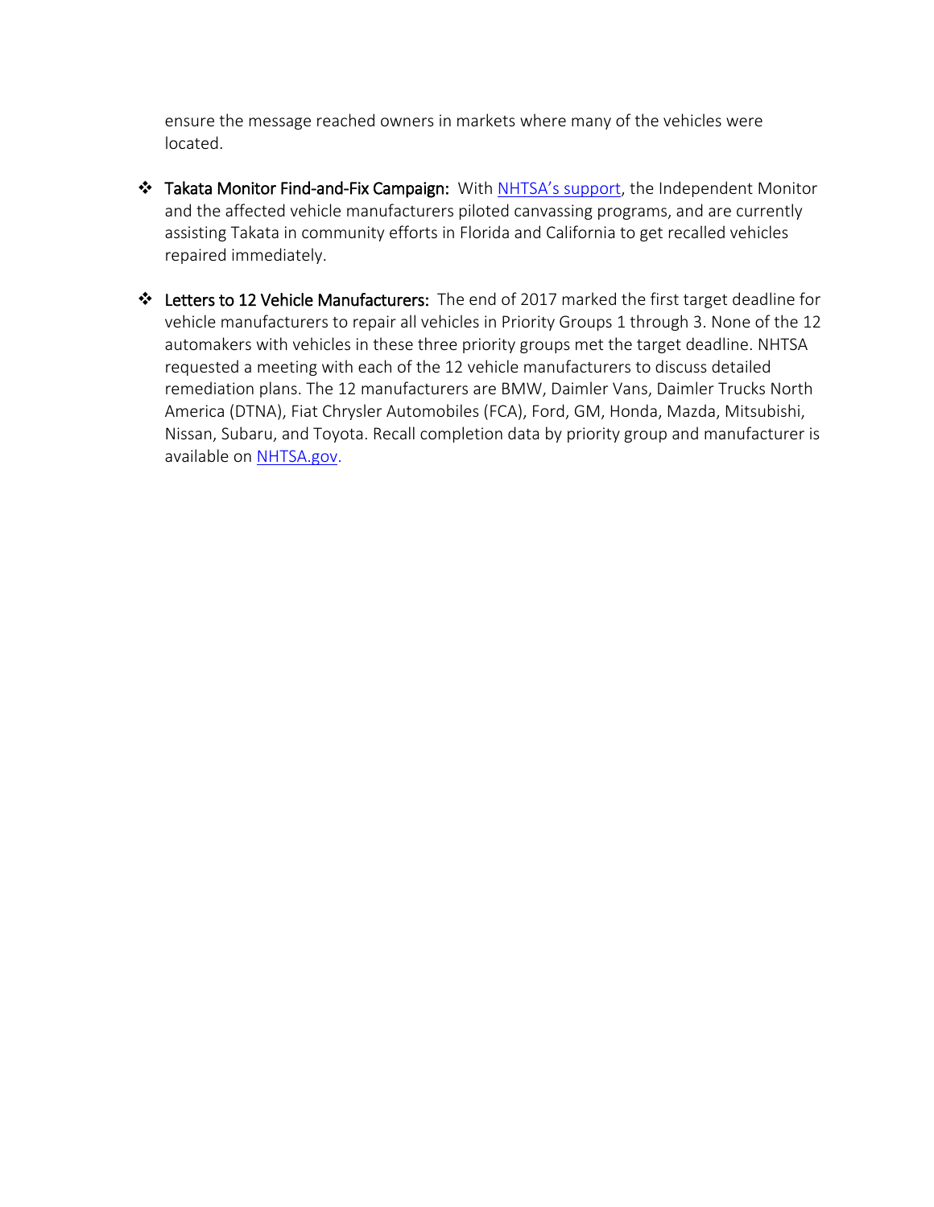ensure the message reached owners in markets where many of the vehicles were located.

- **Takata Monitor Find-and-Fix Campaign:** With NHTSA's support, the Independent Monitor and the affected vehicle manufacturers piloted canvassing programs, and are currently assisting Takata in community efforts in Florida and California to get recalled vehicles repaired immediately.

- **Letters to 12 Vehicle Manufacturers:** The end of 2017 marked the first target deadline for vehicle manufacturers to repair all vehicles in Priority Groups 1 through 3. None of the 12 automakers with vehicles in these three priority groups met the target deadline. NHTSA requested a meeting with each of the 12 vehicle manufacturers to discuss detailed remediation plans. The 12 manufacturers are BMW, Daimler Vans, Daimler Trucks North America (DTNA), Fiat Chrysler Automobiles (FCA), Ford, GM, Honda, Mazda, Mitsubishi, Nissan, Subaru, and Toyota. Recall completion data by priority group and manufacturer is available on NHTSA.gov.